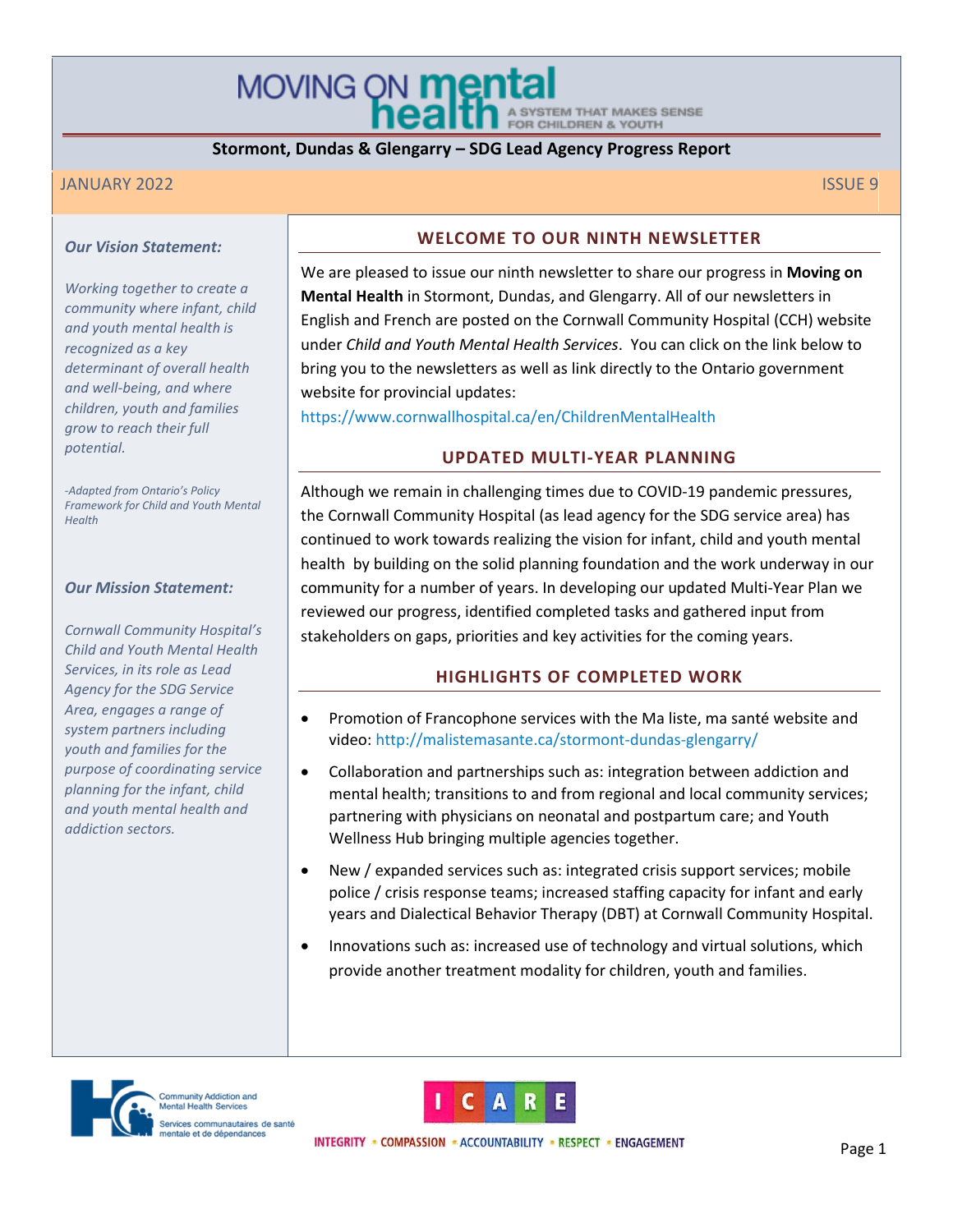# MOVING ON mental health

A SYSTEM THAT MAKES SENSE FOR CHILDREN & YOUTH

**Stormont, Dundas & Glengarry – SDG Lead Agency Progress Report**

JANUARY 2022 ISSUE 9

***Our Vision Statement:***

*Working together to create a community where infant, child and youth mental health is recognized as a key determinant of overall health and well-being, and where children, youth and families grow to reach their full potential.*

*-Adapted from Ontario's Policy Framework for Child and Youth Mental Health*

***Our Mission Statement:***

*Cornwall Community Hospital's Child and Youth Mental Health Services, in its role as Lead Agency for the SDG Service Area, engages a range of system partners including youth and families for the purpose of coordinating service planning for the infant, child and youth mental health and addiction sectors.*

## WELCOME TO OUR NINTH NEWSLETTER

We are pleased to issue our ninth newsletter to share our progress in **Moving on Mental Health** in Stormont, Dundas, and Glengarry. All of our newsletters in English and French are posted on the Cornwall Community Hospital (CCH) website under *Child and Youth Mental Health Services*. You can click on the link below to bring you to the newsletters as well as link directly to the Ontario government website for provincial updates:

https://www.cornwallhospital.ca/en/ChildrenMentalHealth

## UPDATED MULTI-YEAR PLANNING

Although we remain in challenging times due to COVID-19 pandemic pressures, the Cornwall Community Hospital (as lead agency for the SDG service area) has continued to work towards realizing the vision for infant, child and youth mental health by building on the solid planning foundation and the work underway in our community for a number of years. In developing our updated Multi-Year Plan we reviewed our progress, identified completed tasks and gathered input from stakeholders on gaps, priorities and key activities for the coming years.

## HIGHLIGHTS OF COMPLETED WORK

- Promotion of Francophone services with the Ma liste, ma santé website and video: http://malistemasante.ca/stormont-dundas-glengarry/
- Collaboration and partnerships such as: integration between addiction and mental health; transitions to and from regional and local community services; partnering with physicians on neonatal and postpartum care; and Youth Wellness Hub bringing multiple agencies together.
- New / expanded services such as: integrated crisis support services; mobile police / crisis response teams; increased staffing capacity for infant and early years and Dialectical Behavior Therapy (DBT) at Cornwall Community Hospital.
- Innovations such as: increased use of technology and virtual solutions, which provide another treatment modality for children, youth and families.

Community Addiction and Mental Health Services / Services communautaires de santé mentale et de dépendances

I C A R E — INTEGRITY • COMPASSION • ACCOUNTABILITY • RESPECT • ENGAGEMENT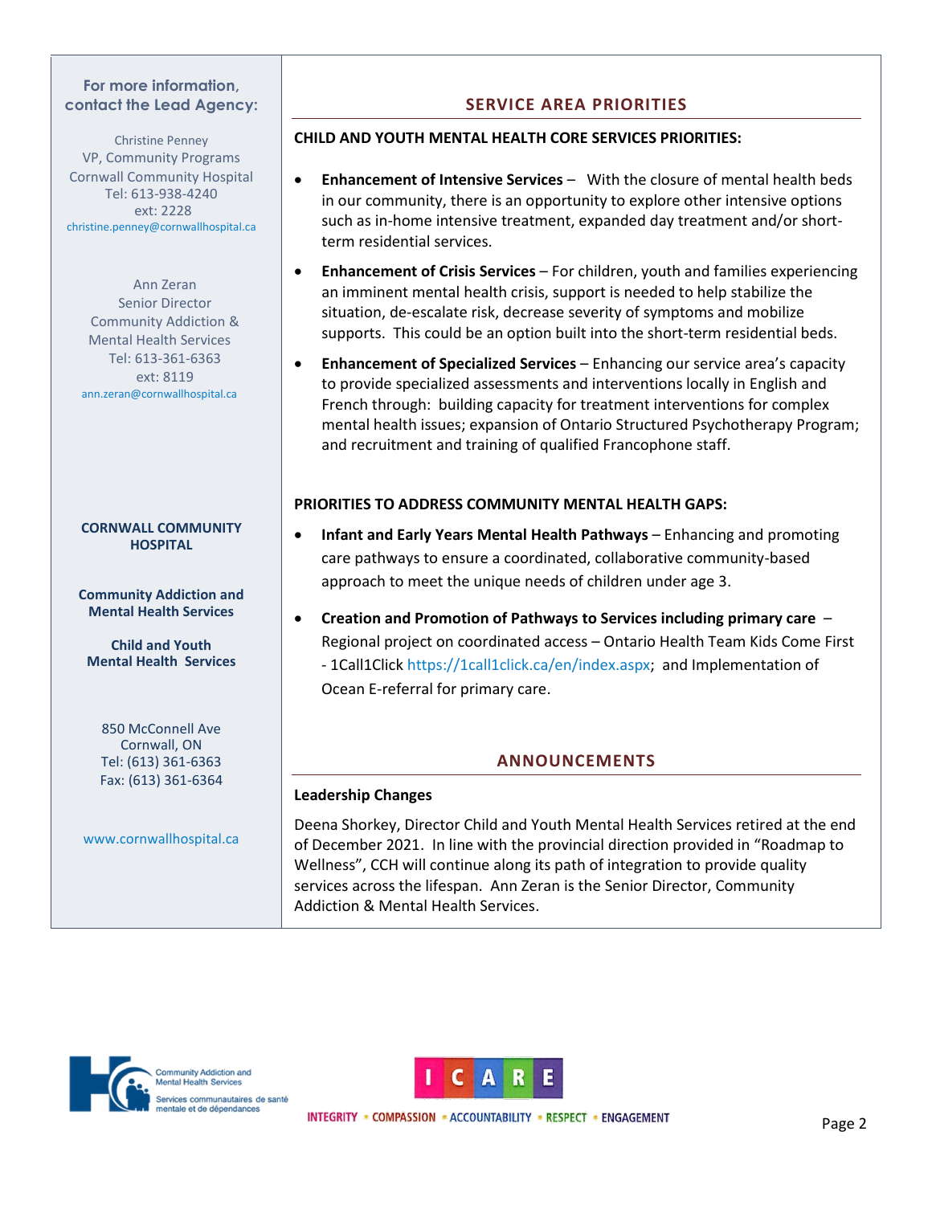For more information, contact the Lead Agency:

Christine Penney
VP, Community Programs
Cornwall Community Hospital
Tel: 613-938-4240
ext: 2228
christine.penney@cornwallhospital.ca

Ann Zeran
Senior Director
Community Addiction & Mental Health Services
Tel: 613-361-6363
ext: 8119
ann.zeran@cornwallhospital.ca

**CORNWALL COMMUNITY HOSPITAL**

**Community Addiction and Mental Health Services**

**Child and Youth Mental Health Services**

850 McConnell Ave
Cornwall, ON
Tel: (613) 361-6363
Fax: (613) 361-6364

www.cornwallhospital.ca

## SERVICE AREA PRIORITIES

**CHILD AND YOUTH MENTAL HEALTH CORE SERVICES PRIORITIES:**

- **Enhancement of Intensive Services** – With the closure of mental health beds in our community, there is an opportunity to explore other intensive options such as in-home intensive treatment, expanded day treatment and/or short-term residential services.
- **Enhancement of Crisis Services** – For children, youth and families experiencing an imminent mental health crisis, support is needed to help stabilize the situation, de-escalate risk, decrease severity of symptoms and mobilize supports. This could be an option built into the short-term residential beds.
- **Enhancement of Specialized Services** – Enhancing our service area's capacity to provide specialized assessments and interventions locally in English and French through: building capacity for treatment interventions for complex mental health issues; expansion of Ontario Structured Psychotherapy Program; and recruitment and training of qualified Francophone staff.

**PRIORITIES TO ADDRESS COMMUNITY MENTAL HEALTH GAPS:**

- **Infant and Early Years Mental Health Pathways** – Enhancing and promoting care pathways to ensure a coordinated, collaborative community-based approach to meet the unique needs of children under age 3.
- **Creation and Promotion of Pathways to Services including primary care** – Regional project on coordinated access – Ontario Health Team Kids Come First - 1Call1Click https://1call1click.ca/en/index.aspx; and Implementation of Ocean E-referral for primary care.

## ANNOUNCEMENTS

**Leadership Changes**

Deena Shorkey, Director Child and Youth Mental Health Services retired at the end of December 2021. In line with the provincial direction provided in "Roadmap to Wellness", CCH will continue along its path of integration to provide quality services across the lifespan. Ann Zeran is the Senior Director, Community Addiction & Mental Health Services.

Community Addiction and Mental Health Services
Services communautaires de santé mentale et de dépendances

I C A R E
INTEGRITY • COMPASSION • ACCOUNTABILITY • RESPECT • ENGAGEMENT